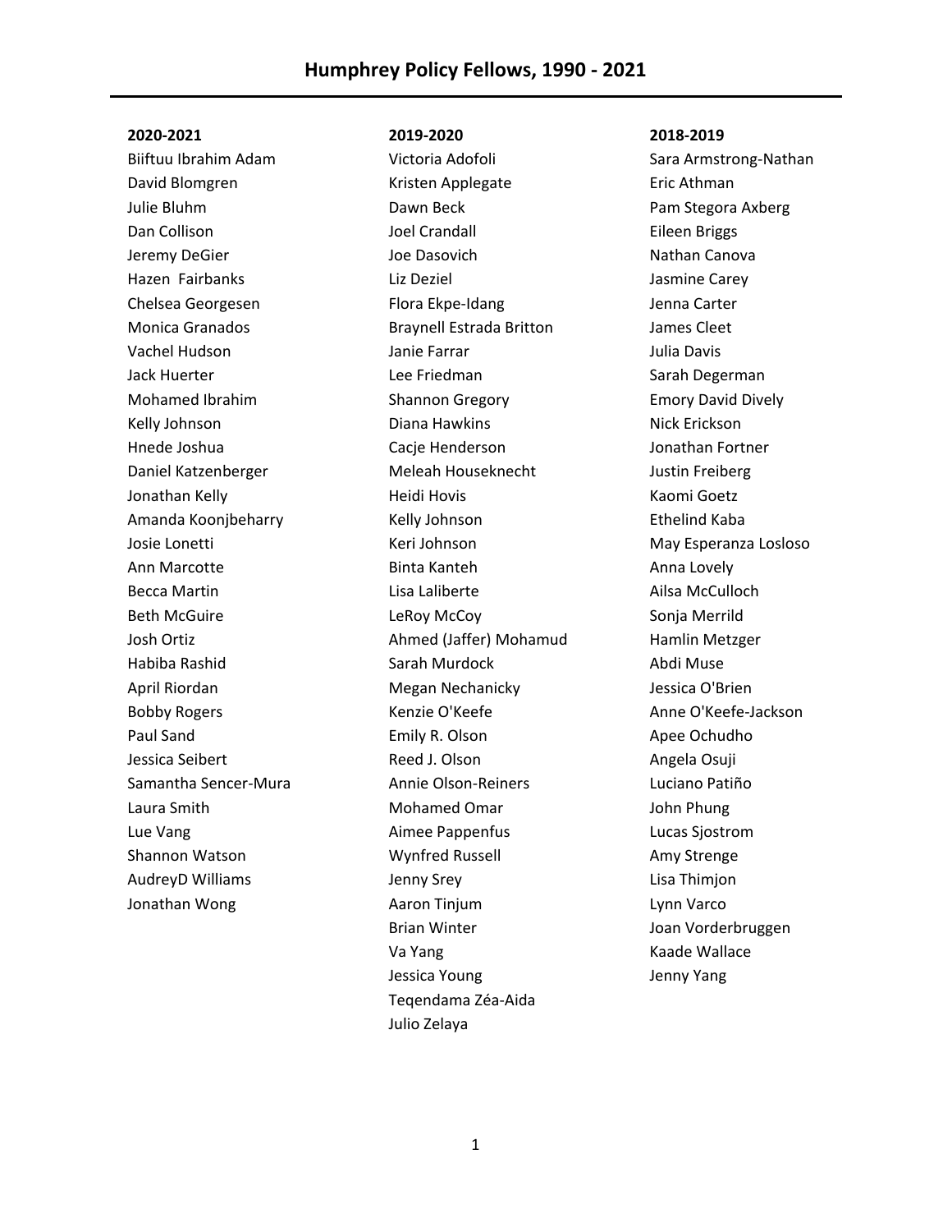# Humphrey Policy Fellows, 1990 - 2021

**2020-2021**

Biiftuu Ibrahim Adam
David Blomgren
Julie Bluhm
Dan Collison
Jeremy DeGier
Hazen Fairbanks
Chelsea Georgesen
Monica Granados
Vachel Hudson
Jack Huerter
Mohamed Ibrahim
Kelly Johnson
Hnede Joshua
Daniel Katzenberger
Jonathan Kelly
Amanda Koonjbeharry
Josie Lonetti
Ann Marcotte
Becca Martin
Beth McGuire
Josh Ortiz
Habiba Rashid
April Riordan
Bobby Rogers
Paul Sand
Jessica Seibert
Samantha Sencer-Mura
Laura Smith
Lue Vang
Shannon Watson
AudreyD Williams
Jonathan Wong

**2019-2020**

Victoria Adofoli
Kristen Applegate
Dawn Beck
Joel Crandall
Joe Dasovich
Liz Deziel
Flora Ekpe-Idang
Braynell Estrada Britton
Janie Farrar
Lee Friedman
Shannon Gregory
Diana Hawkins
Cacje Henderson
Meleah Houseknecht
Heidi Hovis
Kelly Johnson
Keri Johnson
Binta Kanteh
Lisa Laliberte
LeRoy McCoy
Ahmed (Jaffer) Mohamud
Sarah Murdock
Megan Nechanicky
Kenzie O'Keefe
Emily R. Olson
Reed J. Olson
Annie Olson-Reiners
Mohamed Omar
Aimee Pappenfus
Wynfred Russell
Jenny Srey
Aaron Tinjum
Brian Winter
Va Yang
Jessica Young
Teqendama Zéa-Aida
Julio Zelaya

**2018-2019**

Sara Armstrong-Nathan
Eric Athman
Pam Stegora Axberg
Eileen Briggs
Nathan Canova
Jasmine Carey
Jenna Carter
James Cleet
Julia Davis
Sarah Degerman
Emory David Dively
Nick Erickson
Jonathan Fortner
Justin Freiberg
Kaomi Goetz
Ethelind Kaba
May Esperanza Losloso
Anna Lovely
Ailsa McCulloch
Sonja Merrild
Hamlin Metzger
Abdi Muse
Jessica O'Brien
Anne O'Keefe-Jackson
Apee Ochudho
Angela Osuji
Luciano Patiño
John Phung
Lucas Sjostrom
Amy Strenge
Lisa Thimjon
Lynn Varco
Joan Vorderbruggen
Kaade Wallace
Jenny Yang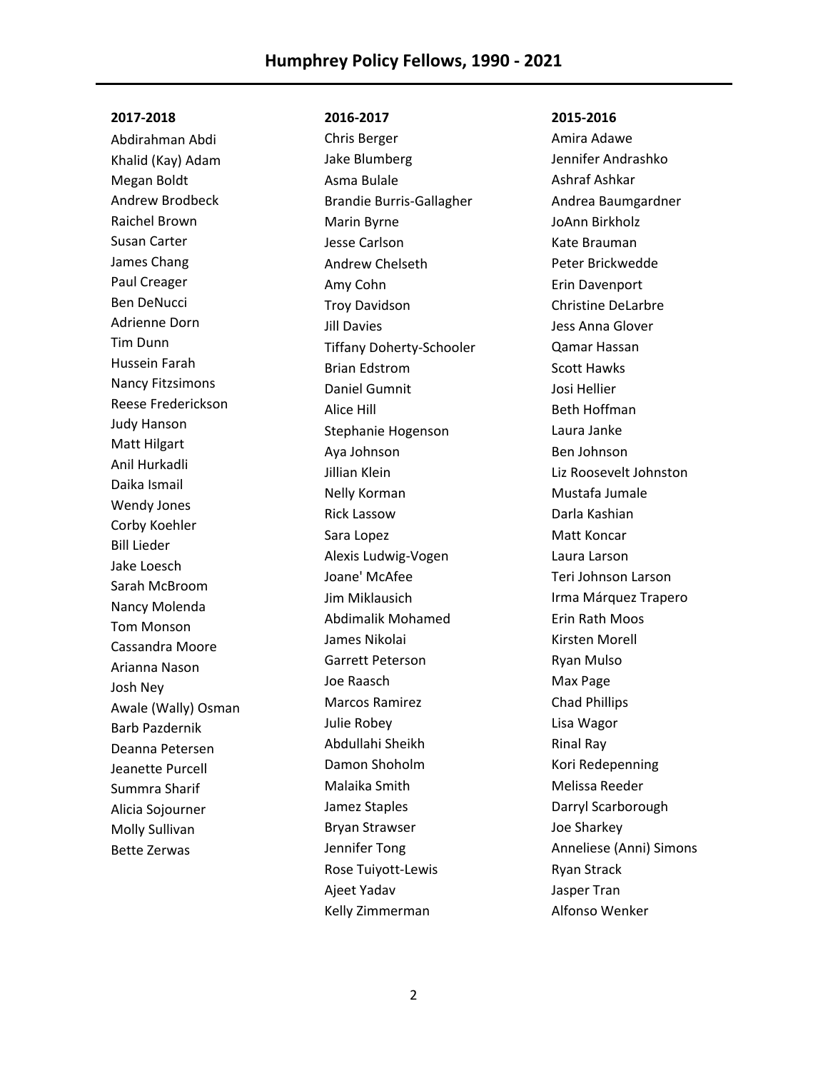# Humphrey Policy Fellows, 1990 - 2021

**2017-2018**

Abdirahman Abdi
Khalid (Kay) Adam
Megan Boldt
Andrew Brodbeck
Raichel Brown
Susan Carter
James Chang
Paul Creager
Ben DeNucci
Adrienne Dorn
Tim Dunn
Hussein Farah
Nancy Fitzsimons
Reese Frederickson
Judy Hanson
Matt Hilgart
Anil Hurkadli
Daika Ismail
Wendy Jones
Corby Koehler
Bill Lieder
Jake Loesch
Sarah McBroom
Nancy Molenda
Tom Monson
Cassandra Moore
Arianna Nason
Josh Ney
Awale (Wally) Osman
Barb Pazdernik
Deanna Petersen
Jeanette Purcell
Summra Sharif
Alicia Sojourner
Molly Sullivan
Bette Zerwas

**2016-2017**

Chris Berger
Jake Blumberg
Asma Bulale
Brandie Burris-Gallagher
Marin Byrne
Jesse Carlson
Andrew Chelseth
Amy Cohn
Troy Davidson
Jill Davies
Tiffany Doherty-Schooler
Brian Edstrom
Daniel Gumnit
Alice Hill
Stephanie Hogenson
Aya Johnson
Jillian Klein
Nelly Korman
Rick Lassow
Sara Lopez
Alexis Ludwig-Vogen
Joane' McAfee
Jim Miklausich
Abdimalik Mohamed
James Nikolai
Garrett Peterson
Joe Raasch
Marcos Ramirez
Julie Robey
Abdullahi Sheikh
Damon Shoholm
Malaika Smith
Jamez Staples
Bryan Strawser
Jennifer Tong
Rose Tuiyott-Lewis
Ajeet Yadav
Kelly Zimmerman

**2015-2016**

Amira Adawe
Jennifer Andrashko
Ashraf Ashkar
Andrea Baumgardner
JoAnn Birkholz
Kate Brauman
Peter Brickwedde
Erin Davenport
Christine DeLarbre
Jess Anna Glover
Qamar Hassan
Scott Hawks
Josi Hellier
Beth Hoffman
Laura Janke
Ben Johnson
Liz Roosevelt Johnston
Mustafa Jumale
Darla Kashian
Matt Koncar
Laura Larson
Teri Johnson Larson
Irma Márquez Trapero
Erin Rath Moos
Kirsten Morell
Ryan Mulso
Max Page
Chad Phillips
Lisa Wagor
Rinal Ray
Kori Redepenning
Melissa Reeder
Darryl Scarborough
Joe Sharkey
Anneliese (Anni) Simons
Ryan Strack
Jasper Tran
Alfonso Wenker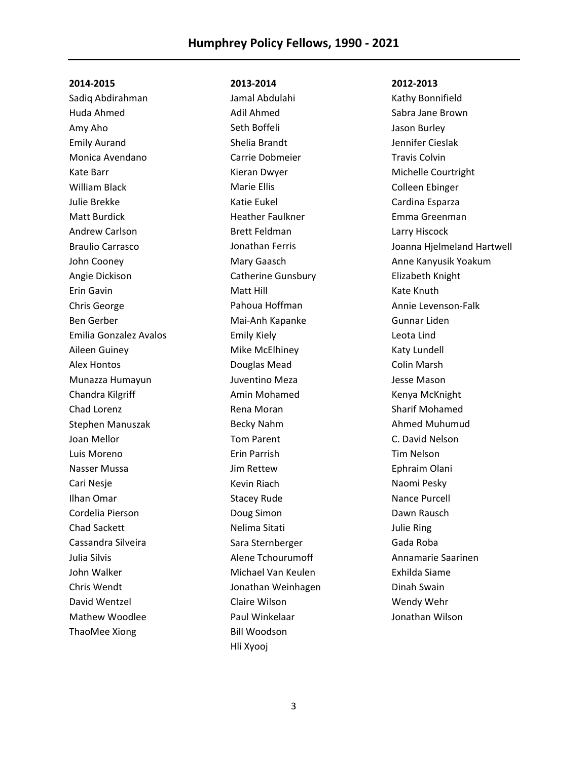## Humphrey Policy Fellows, 1990 - 2021

**2014-2015**

Sadiq Abdirahman
Huda Ahmed
Amy Aho
Emily Aurand
Monica Avendano
Kate Barr
William Black
Julie Brekke
Matt Burdick
Andrew Carlson
Braulio Carrasco
John Cooney
Angie Dickison
Erin Gavin
Chris George
Ben Gerber
Emilia Gonzalez Avalos
Aileen Guiney
Alex Hontos
Munazza Humayun
Chandra Kilgriff
Chad Lorenz
Stephen Manuszak
Joan Mellor
Luis Moreno
Nasser Mussa
Cari Nesje
Ilhan Omar
Cordelia Pierson
Chad Sackett
Cassandra Silveira
Julia Silvis
John Walker
Chris Wendt
David Wentzel
Mathew Woodlee
ThaoMee Xiong

**2013-2014**

Jamal Abdulahi
Adil Ahmed
Seth Boffeli
Shelia Brandt
Carrie Dobmeier
Kieran Dwyer
Marie Ellis
Katie Eukel
Heather Faulkner
Brett Feldman
Jonathan Ferris
Mary Gaasch
Catherine Gunsbury
Matt Hill
Pahoua Hoffman
Mai-Anh Kapanke
Emily Kiely
Mike McElhiney
Douglas Mead
Juventino Meza
Amin Mohamed
Rena Moran
Becky Nahm
Tom Parent
Erin Parrish
Jim Rettew
Kevin Riach
Stacey Rude
Doug Simon
Nelima Sitati
Sara Sternberger
Alene Tchourumoff
Michael Van Keulen
Jonathan Weinhagen
Claire Wilson
Paul Winkelaar
Bill Woodson
Hli Xyooj

**2012-2013**

Kathy Bonnifield
Sabra Jane Brown
Jason Burley
Jennifer Cieslak
Travis Colvin
Michelle Courtright
Colleen Ebinger
Cardina Esparza
Emma Greenman
Larry Hiscock
Joanna Hjelmeland Hartwell
Anne Kanyusik Yoakum
Elizabeth Knight
Kate Knuth
Annie Levenson-Falk
Gunnar Liden
Leota Lind
Katy Lundell
Colin Marsh
Jesse Mason
Kenya McKnight
Sharif Mohamed
Ahmed Muhumud
C. David Nelson
Tim Nelson
Ephraim Olani
Naomi Pesky
Nance Purcell
Dawn Rausch
Julie Ring
Gada Roba
Annamarie Saarinen
Exhilda Siame
Dinah Swain
Wendy Wehr
Jonathan Wilson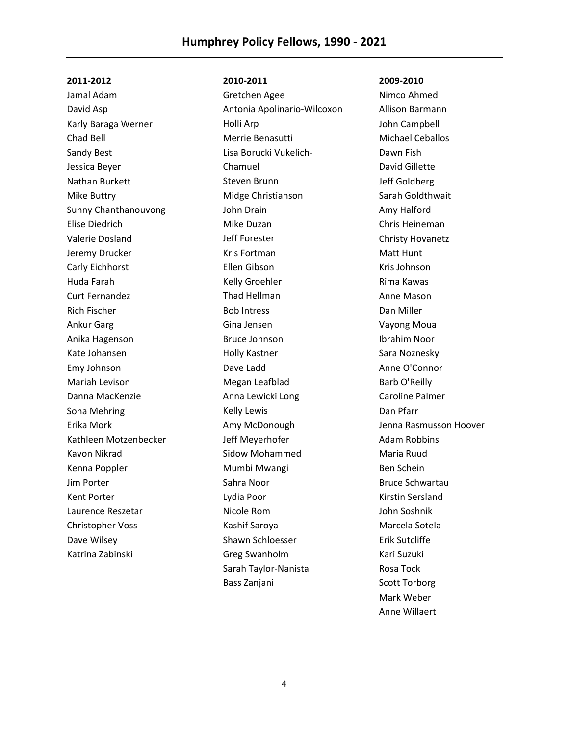# Humphrey Policy Fellows, 1990 - 2021

**2011-2012**

Jamal Adam
David Asp
Karly Baraga Werner
Chad Bell
Sandy Best
Jessica Beyer
Nathan Burkett
Mike Buttry
Sunny Chanthanouvong
Elise Diedrich
Valerie Dosland
Jeremy Drucker
Carly Eichhorst
Huda Farah
Curt Fernandez
Rich Fischer
Ankur Garg
Anika Hagenson
Kate Johansen
Emy Johnson
Mariah Levison
Danna MacKenzie
Sona Mehring
Erika Mork
Kathleen Motzenbecker
Kavon Nikrad
Kenna Poppler
Jim Porter
Kent Porter
Laurence Reszetar
Christopher Voss
Dave Wilsey
Katrina Zabinski

**2010-2011**

Gretchen Agee
Antonia Apolinario-Wilcoxon
Holli Arp
Merrie Benasutti
Lisa Borucki Vukelich-Chamuel
Steven Brunn
Midge Christianson
John Drain
Mike Duzan
Jeff Forester
Kris Fortman
Ellen Gibson
Kelly Groehler
Thad Hellman
Bob Intress
Gina Jensen
Bruce Johnson
Holly Kastner
Dave Ladd
Megan Leafblad
Anna Lewicki Long
Kelly Lewis
Amy McDonough
Jeff Meyerhofer
Sidow Mohammed
Mumbi Mwangi
Sahra Noor
Lydia Poor
Nicole Rom
Kashif Saroya
Shawn Schloesser
Greg Swanholm
Sarah Taylor-Nanista
Bass Zanjani

**2009-2010**

Nimco Ahmed
Allison Barmann
John Campbell
Michael Ceballos
Dawn Fish
David Gillette
Jeff Goldberg
Sarah Goldthwait
Amy Halford
Chris Heineman
Christy Hovanetz
Matt Hunt
Kris Johnson
Rima Kawas
Anne Mason
Dan Miller
Vayong Moua
Ibrahim Noor
Sara Noznesky
Anne O'Connor
Barb O'Reilly
Caroline Palmer
Dan Pfarr
Jenna Rasmusson Hoover
Adam Robbins
Maria Ruud
Ben Schein
Bruce Schwartau
Kirstin Sersland
John Soshnik
Marcela Sotela
Erik Sutcliffe
Kari Suzuki
Rosa Tock
Scott Torborg
Mark Weber
Anne Willaert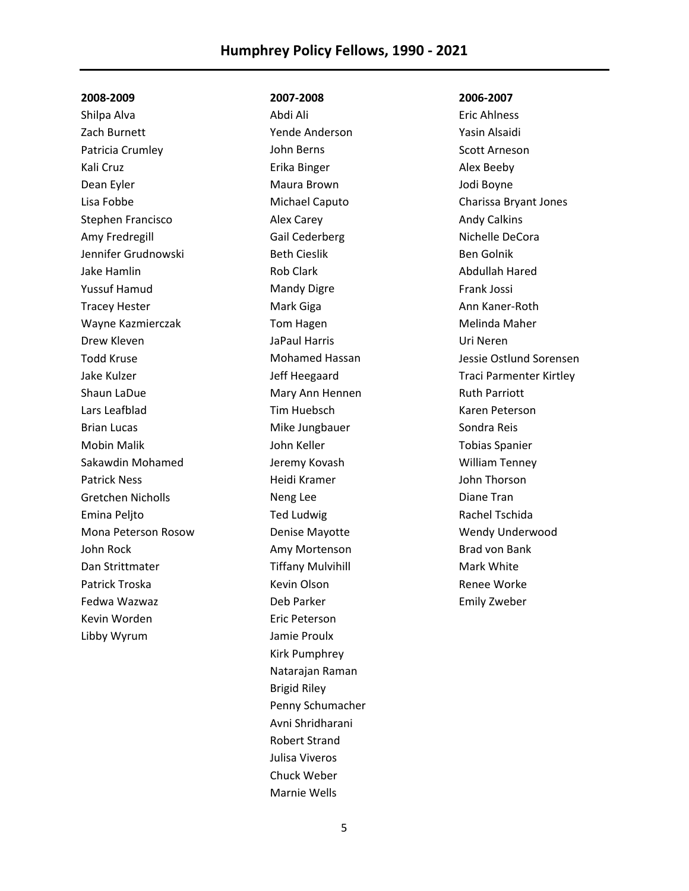**2008-2009**

Shilpa Alva
Zach Burnett
Patricia Crumley
Kali Cruz
Dean Eyler
Lisa Fobbe
Stephen Francisco
Amy Fredregill
Jennifer Grudnowski
Jake Hamlin
Yussuf Hamud
Tracey Hester
Wayne Kazmierczak
Drew Kleven
Todd Kruse
Jake Kulzer
Shaun LaDue
Lars Leafblad
Brian Lucas
Mobin Malik
Sakawdin Mohamed
Patrick Ness
Gretchen Nicholls
Emina Peljto
Mona Peterson Rosow
John Rock
Dan Strittmater
Patrick Troska
Fedwa Wazwaz
Kevin Worden
Libby Wyrum

**2007-2008**

Abdi Ali
Yende Anderson
John Berns
Erika Binger
Maura Brown
Michael Caputo
Alex Carey
Gail Cederberg
Beth Cieslik
Rob Clark
Mandy Digre
Mark Giga
Tom Hagen
JaPaul Harris
Mohamed Hassan
Jeff Heegaard
Mary Ann Hennen
Tim Huebsch
Mike Jungbauer
John Keller
Jeremy Kovash
Heidi Kramer
Neng Lee
Ted Ludwig
Denise Mayotte
Amy Mortenson
Tiffany Mulvihill
Kevin Olson
Deb Parker
Eric Peterson
Jamie Proulx
Kirk Pumphrey
Natarajan Raman
Brigid Riley
Penny Schumacher
Avni Shridharani
Robert Strand
Julisa Viveros
Chuck Weber
Marnie Wells

**2006-2007**

Eric Ahlness
Yasin Alsaidi
Scott Arneson
Alex Beeby
Jodi Boyne
Charissa Bryant Jones
Andy Calkins
Nichelle DeCora
Ben Golnik
Abdullah Hared
Frank Jossi
Ann Kaner-Roth
Melinda Maher
Uri Neren
Jessie Ostlund Sorensen
Traci Parmenter Kirtley
Ruth Parriott
Karen Peterson
Sondra Reis
Tobias Spanier
William Tenney
John Thorson
Diane Tran
Rachel Tschida
Wendy Underwood
Brad von Bank
Mark White
Renee Worke
Emily Zweber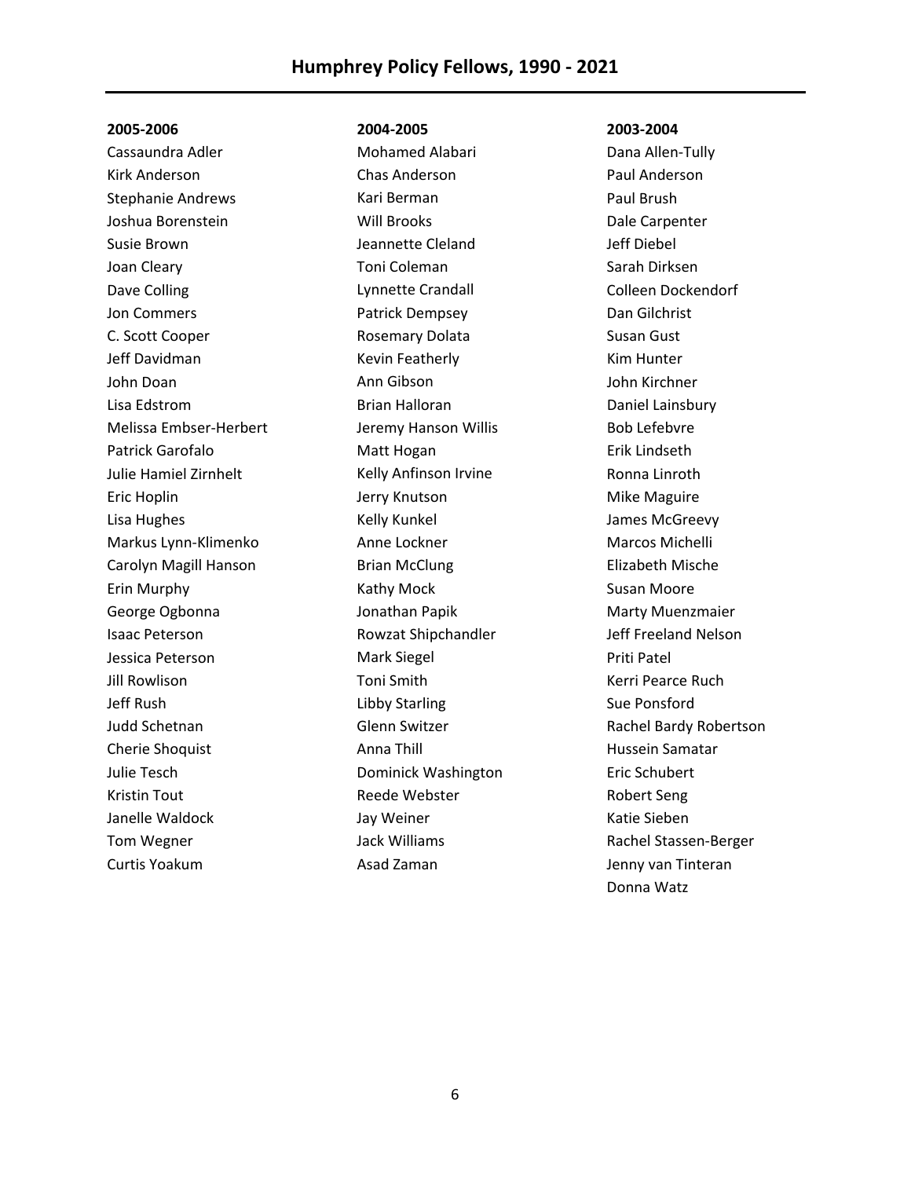# Humphrey Policy Fellows, 1990 - 2021

**2005-2006**

Cassaundra Adler
Kirk Anderson
Stephanie Andrews
Joshua Borenstein
Susie Brown
Joan Cleary
Dave Colling
Jon Commers
C. Scott Cooper
Jeff Davidman
John Doan
Lisa Edstrom
Melissa Embser-Herbert
Patrick Garofalo
Julie Hamiel Zirnhelt
Eric Hoplin
Lisa Hughes
Markus Lynn-Klimenko
Carolyn Magill Hanson
Erin Murphy
George Ogbonna
Isaac Peterson
Jessica Peterson
Jill Rowlison
Jeff Rush
Judd Schetnan
Cherie Shoquist
Julie Tesch
Kristin Tout
Janelle Waldock
Tom Wegner
Curtis Yoakum

**2004-2005**

Mohamed Alabari
Chas Anderson
Kari Berman
Will Brooks
Jeannette Cleland
Toni Coleman
Lynnette Crandall
Patrick Dempsey
Rosemary Dolata
Kevin Featherly
Ann Gibson
Brian Halloran
Jeremy Hanson Willis
Matt Hogan
Kelly Anfinson Irvine
Jerry Knutson
Kelly Kunkel
Anne Lockner
Brian McClung
Kathy Mock
Jonathan Papik
Rowzat Shipchandler
Mark Siegel
Toni Smith
Libby Starling
Glenn Switzer
Anna Thill
Dominick Washington
Reede Webster
Jay Weiner
Jack Williams
Asad Zaman

**2003-2004**

Dana Allen-Tully
Paul Anderson
Paul Brush
Dale Carpenter
Jeff Diebel
Sarah Dirksen
Colleen Dockendorf
Dan Gilchrist
Susan Gust
Kim Hunter
John Kirchner
Daniel Lainsbury
Bob Lefebvre
Erik Lindseth
Ronna Linroth
Mike Maguire
James McGreevy
Marcos Michelli
Elizabeth Mische
Susan Moore
Marty Muenzmaier
Jeff Freeland Nelson
Priti Patel
Kerri Pearce Ruch
Sue Ponsford
Rachel Bardy Robertson
Hussein Samatar
Eric Schubert
Robert Seng
Katie Sieben
Rachel Stassen-Berger
Jenny van Tinteran
Donna Watz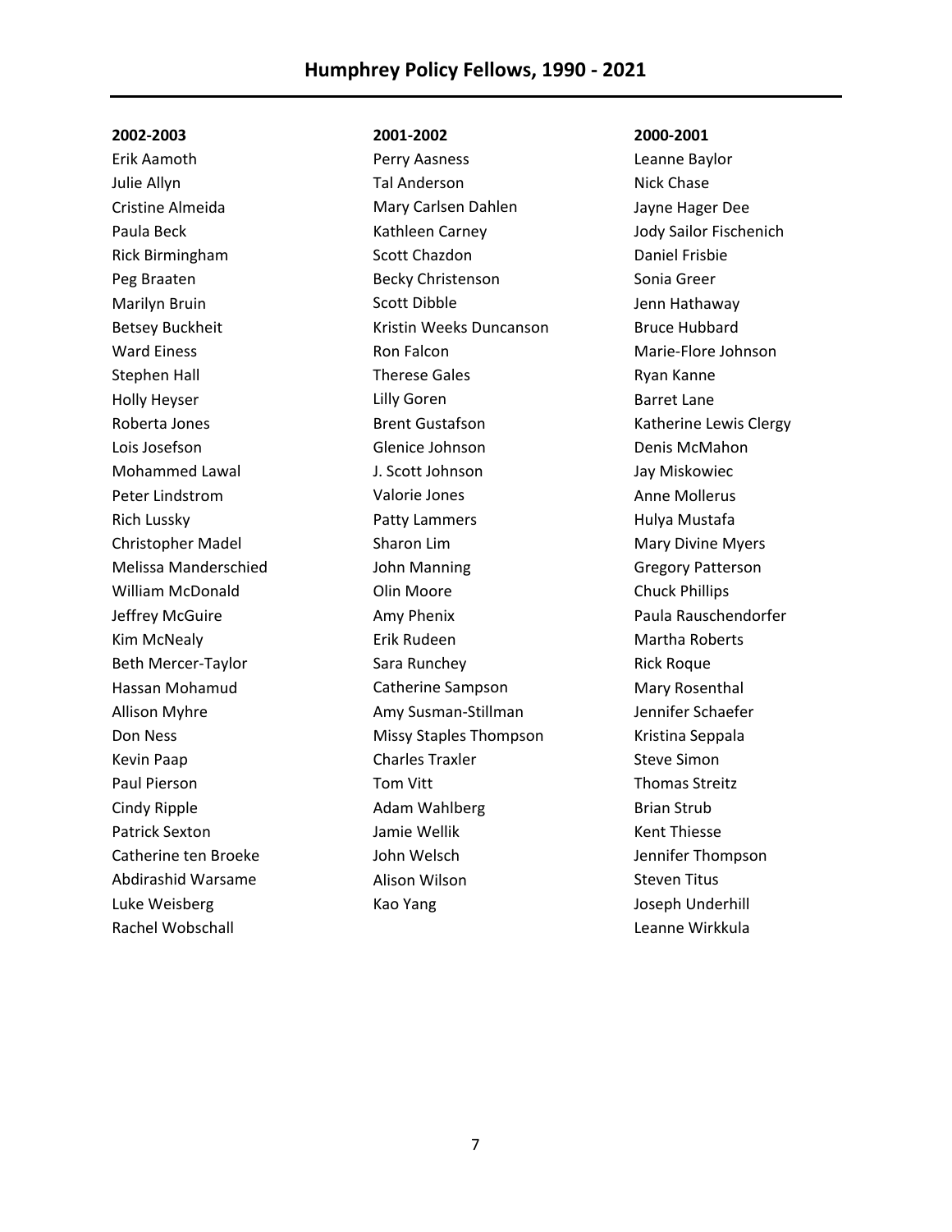# Humphrey Policy Fellows, 1990 - 2021

**2002-2003**

Erik Aamoth
Julie Allyn
Cristine Almeida
Paula Beck
Rick Birmingham
Peg Braaten
Marilyn Bruin
Betsey Buckheit
Ward Einess
Stephen Hall
Holly Heyser
Roberta Jones
Lois Josefson
Mohammed Lawal
Peter Lindstrom
Rich Lussky
Christopher Madel
Melissa Manderschied
William McDonald
Jeffrey McGuire
Kim McNealy
Beth Mercer-Taylor
Hassan Mohamud
Allison Myhre
Don Ness
Kevin Paap
Paul Pierson
Cindy Ripple
Patrick Sexton
Catherine ten Broeke
Abdirashid Warsame
Luke Weisberg
Rachel Wobschall

**2001-2002**

Perry Aasness
Tal Anderson
Mary Carlsen Dahlen
Kathleen Carney
Scott Chazdon
Becky Christenson
Scott Dibble
Kristin Weeks Duncanson
Ron Falcon
Therese Gales
Lilly Goren
Brent Gustafson
Glenice Johnson
J. Scott Johnson
Valorie Jones
Patty Lammers
Sharon Lim
John Manning
Olin Moore
Amy Phenix
Erik Rudeen
Sara Runchey
Catherine Sampson
Amy Susman-Stillman
Missy Staples Thompson
Charles Traxler
Tom Vitt
Adam Wahlberg
Jamie Wellik
John Welsch
Alison Wilson
Kao Yang

**2000-2001**

Leanne Baylor
Nick Chase
Jayne Hager Dee
Jody Sailor Fischenich
Daniel Frisbie
Sonia Greer
Jenn Hathaway
Bruce Hubbard
Marie-Flore Johnson
Ryan Kanne
Barret Lane
Katherine Lewis Clergy
Denis McMahon
Jay Miskowiec
Anne Mollerus
Hulya Mustafa
Mary Divine Myers
Gregory Patterson
Chuck Phillips
Paula Rauschendorfer
Martha Roberts
Rick Roque
Mary Rosenthal
Jennifer Schaefer
Kristina Seppala
Steve Simon
Thomas Streitz
Brian Strub
Kent Thiesse
Jennifer Thompson
Steven Titus
Joseph Underhill
Leanne Wirkkula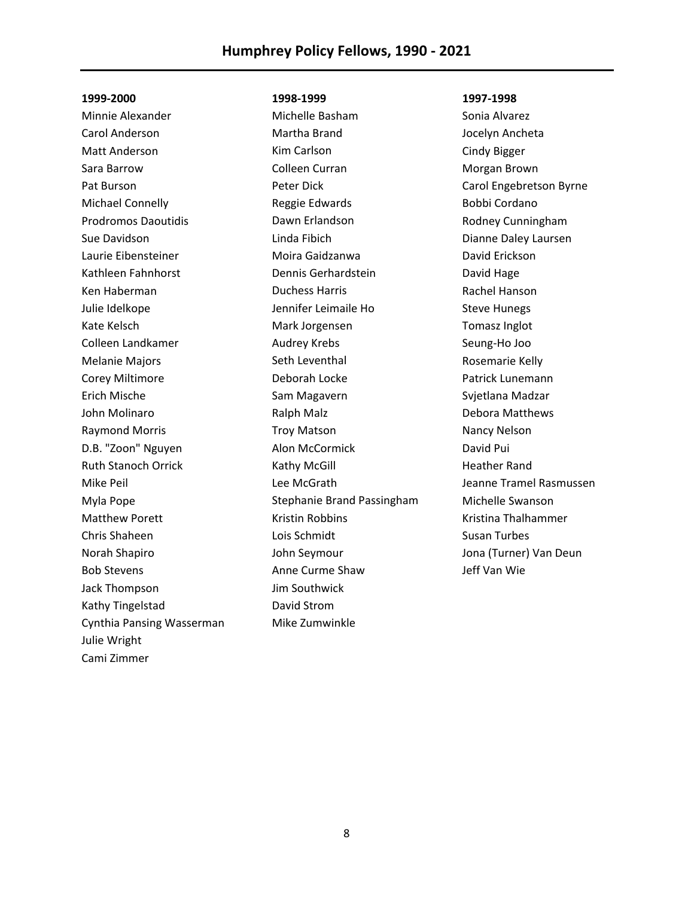## Humphrey Policy Fellows, 1990 - 2021

**1999-2000**

Minnie Alexander
Carol Anderson
Matt Anderson
Sara Barrow
Pat Burson
Michael Connelly
Prodromos Daoutidis
Sue Davidson
Laurie Eibensteiner
Kathleen Fahnhorst
Ken Haberman
Julie Idelkope
Kate Kelsch
Colleen Landkamer
Melanie Majors
Corey Miltimore
Erich Mische
John Molinaro
Raymond Morris
D.B. "Zoon" Nguyen
Ruth Stanoch Orrick
Mike Peil
Myla Pope
Matthew Porett
Chris Shaheen
Norah Shapiro
Bob Stevens
Jack Thompson
Kathy Tingelstad
Cynthia Pansing Wasserman
Julie Wright
Cami Zimmer

**1998-1999**

Michelle Basham
Martha Brand
Kim Carlson
Colleen Curran
Peter Dick
Reggie Edwards
Dawn Erlandson
Linda Fibich
Moira Gaidzanwa
Dennis Gerhardstein
Duchess Harris
Jennifer Leimaile Ho
Mark Jorgensen
Audrey Krebs
Seth Leventhal
Deborah Locke
Sam Magavern
Ralph Malz
Troy Matson
Alon McCormick
Kathy McGill
Lee McGrath
Stephanie Brand Passingham
Kristin Robbins
Lois Schmidt
John Seymour
Anne Curme Shaw
Jim Southwick
David Strom
Mike Zumwinkle

**1997-1998**

Sonia Alvarez
Jocelyn Ancheta
Cindy Bigger
Morgan Brown
Carol Engebretson Byrne
Bobbi Cordano
Rodney Cunningham
Dianne Daley Laursen
David Erickson
David Hage
Rachel Hanson
Steve Hunegs
Tomasz Inglot
Seung-Ho Joo
Rosemarie Kelly
Patrick Lunemann
Svjetlana Madzar
Debora Matthews
Nancy Nelson
David Pui
Heather Rand
Jeanne Tramel Rasmussen
Michelle Swanson
Kristina Thalhammer
Susan Turbes
Jona (Turner) Van Deun
Jeff Van Wie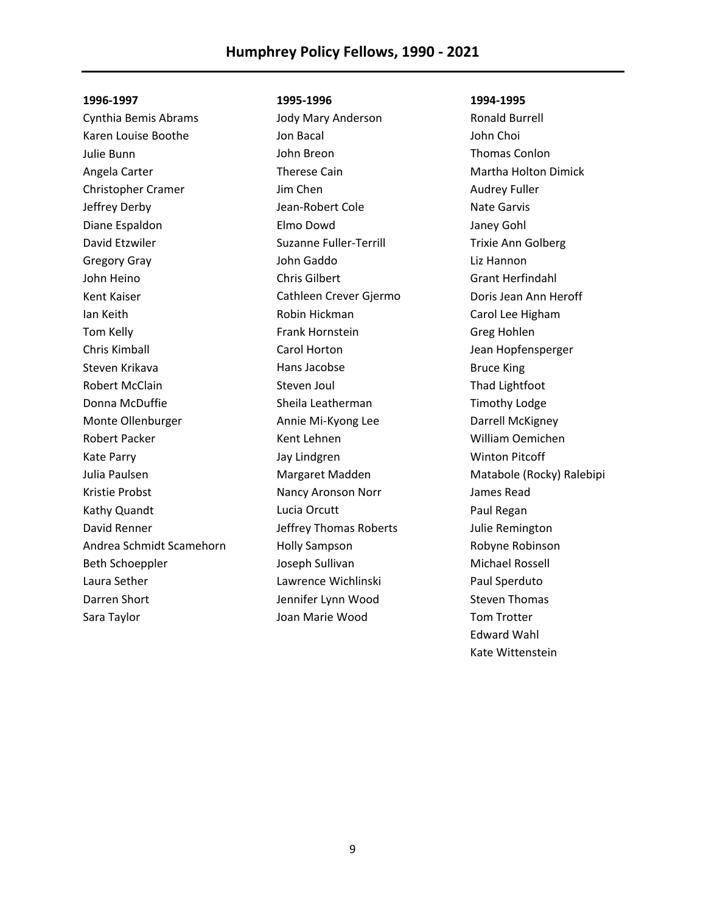# Humphrey Policy Fellows, 1990 - 2021

**1996-1997**

Cynthia Bemis Abrams
Karen Louise Boothe
Julie Bunn
Angela Carter
Christopher Cramer
Jeffrey Derby
Diane Espaldon
David Etzwiler
Gregory Gray
John Heino
Kent Kaiser
Ian Keith
Tom Kelly
Chris Kimball
Steven Krikava
Robert McClain
Donna McDuffie
Monte Ollenburger
Robert Packer
Kate Parry
Julia Paulsen
Kristie Probst
Kathy Quandt
David Renner
Andrea Schmidt Scamehorn
Beth Schoeppler
Laura Sether
Darren Short
Sara Taylor

**1995-1996**

Jody Mary Anderson
Jon Bacal
John Breon
Therese Cain
Jim Chen
Jean-Robert Cole
Elmo Dowd
Suzanne Fuller-Terrill
John Gaddo
Chris Gilbert
Cathleen Crever Gjermo
Robin Hickman
Frank Hornstein
Carol Horton
Hans Jacobse
Steven Joul
Sheila Leatherman
Annie Mi-Kyong Lee
Kent Lehnen
Jay Lindgren
Margaret Madden
Nancy Aronson Norr
Lucia Orcutt
Jeffrey Thomas Roberts
Holly Sampson
Joseph Sullivan
Lawrence Wichlinski
Jennifer Lynn Wood
Joan Marie Wood

**1994-1995**

Ronald Burrell
John Choi
Thomas Conlon
Martha Holton Dimick
Audrey Fuller
Nate Garvis
Janey Gohl
Trixie Ann Golberg
Liz Hannon
Grant Herfindahl
Doris Jean Ann Heroff
Carol Lee Higham
Greg Hohlen
Jean Hopfensperger
Bruce King
Thad Lightfoot
Timothy Lodge
Darrell McKigney
William Oemichen
Winton Pitcoff
Matabole (Rocky) Ralebipi
James Read
Paul Regan
Julie Remington
Robyne Robinson
Michael Rossell
Paul Sperduto
Steven Thomas
Tom Trotter
Edward Wahl
Kate Wittenstein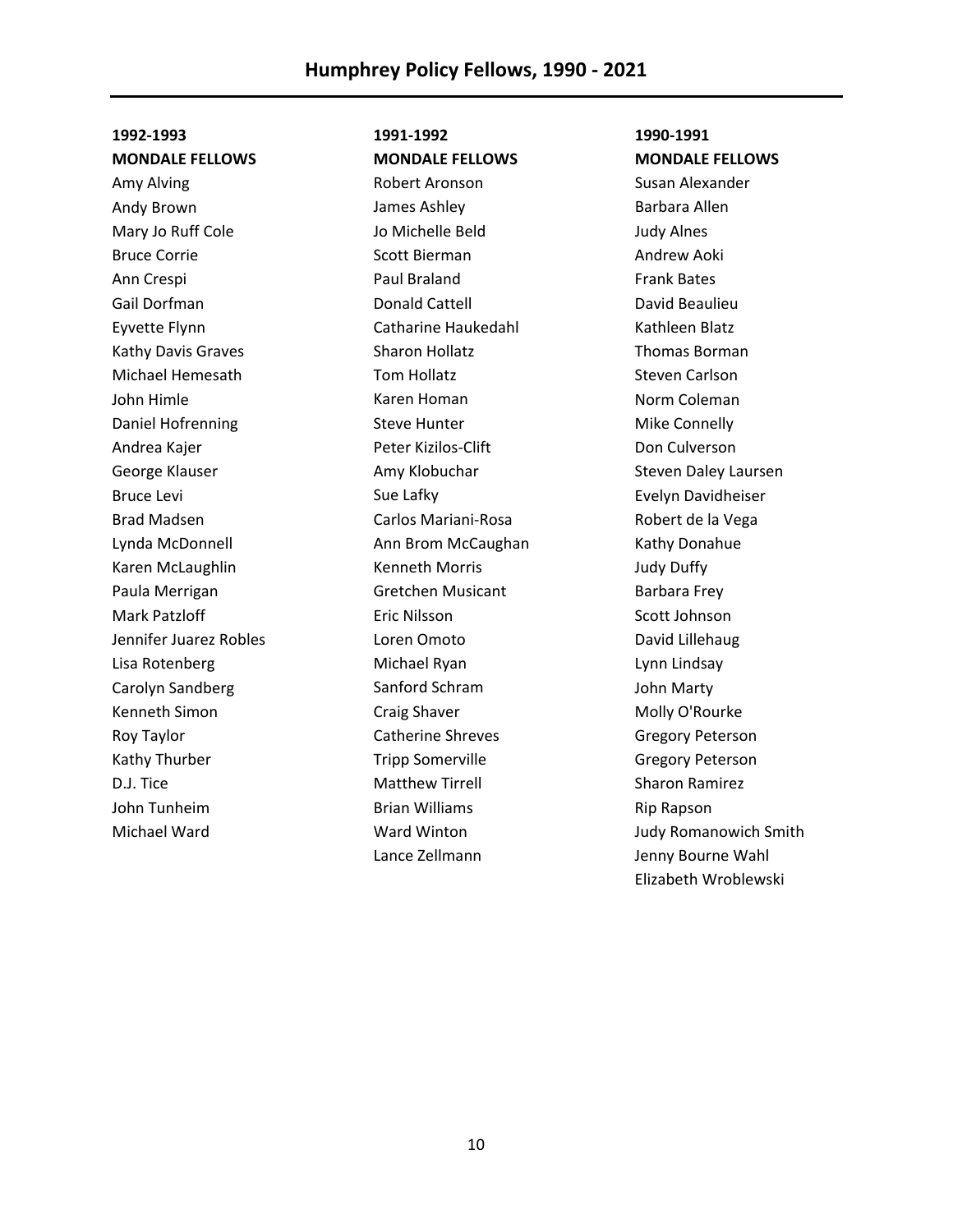# Humphrey Policy Fellows, 1990 - 2021

**1992-1993**

**MONDALE FELLOWS**

Amy Alving
Andy Brown
Mary Jo Ruff Cole
Bruce Corrie
Ann Crespi
Gail Dorfman
Eyvette Flynn
Kathy Davis Graves
Michael Hemesath
John Himle
Daniel Hofrenning
Andrea Kajer
George Klauser
Bruce Levi
Brad Madsen
Lynda McDonnell
Karen McLaughlin
Paula Merrigan
Mark Patzloff
Jennifer Juarez Robles
Lisa Rotenberg
Carolyn Sandberg
Kenneth Simon
Roy Taylor
Kathy Thurber
D.J. Tice
John Tunheim
Michael Ward

**1991-1992**

**MONDALE FELLOWS**

Robert Aronson
James Ashley
Jo Michelle Beld
Scott Bierman
Paul Braland
Donald Cattell
Catharine Haukedahl
Sharon Hollatz
Tom Hollatz
Karen Homan
Steve Hunter
Peter Kizilos-Clift
Amy Klobuchar
Sue Lafky
Carlos Mariani-Rosa
Ann Brom McCaughan
Kenneth Morris
Gretchen Musicant
Eric Nilsson
Loren Omoto
Michael Ryan
Sanford Schram
Craig Shaver
Catherine Shreves
Tripp Somerville
Matthew Tirrell
Brian Williams
Ward Winton
Lance Zellmann

**1990-1991**

**MONDALE FELLOWS**

Susan Alexander
Barbara Allen
Judy Alnes
Andrew Aoki
Frank Bates
David Beaulieu
Kathleen Blatz
Thomas Borman
Steven Carlson
Norm Coleman
Mike Connelly
Don Culverson
Steven Daley Laursen
Evelyn Davidheiser
Robert de la Vega
Kathy Donahue
Judy Duffy
Barbara Frey
Scott Johnson
David Lillehaug
Lynn Lindsay
John Marty
Molly O'Rourke
Gregory Peterson
Gregory Peterson
Sharon Ramirez
Rip Rapson
Judy Romanowich Smith
Jenny Bourne Wahl
Elizabeth Wroblewski